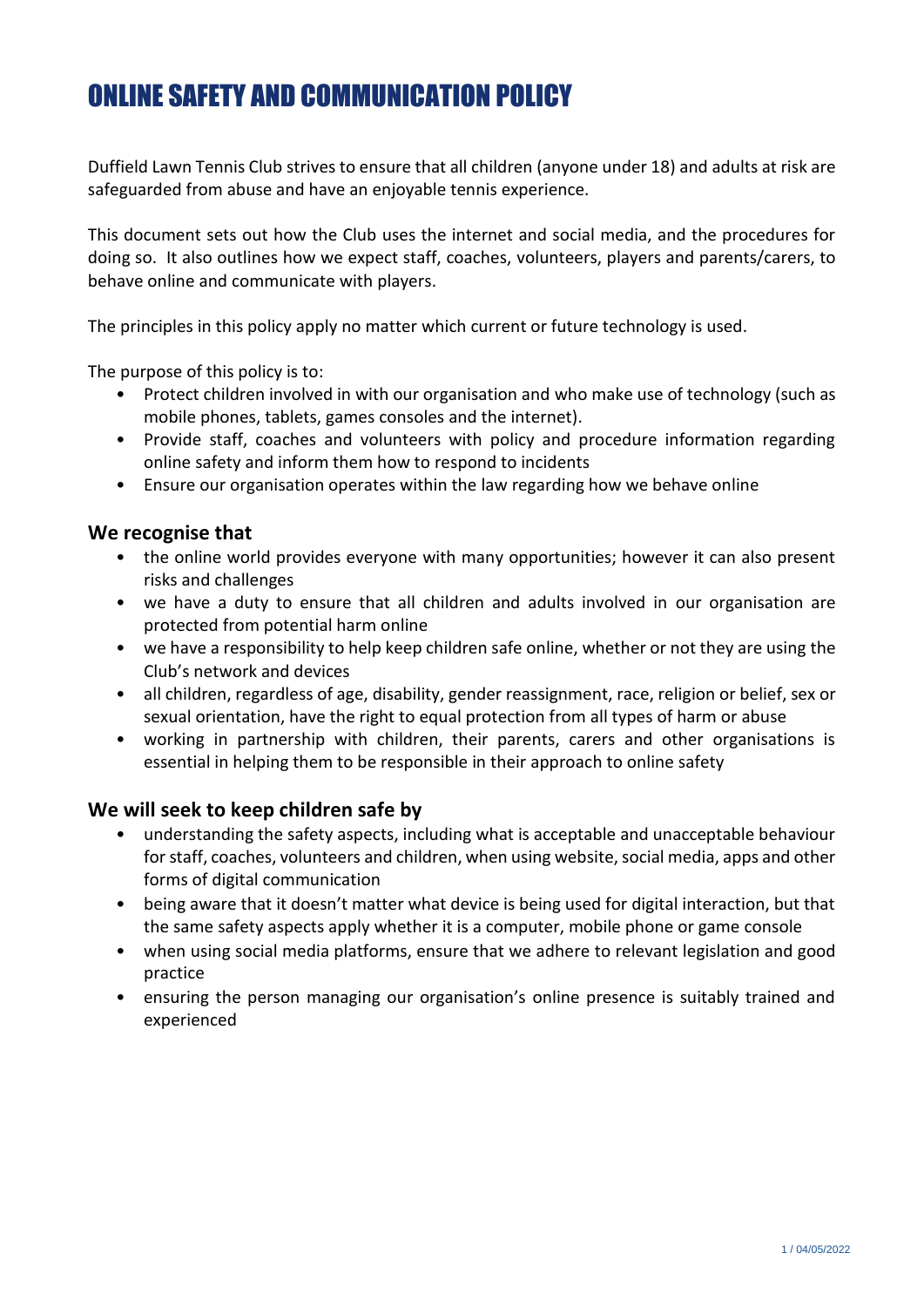# ONLINE SAFETY AND COMMUNICATION POLICY

Duffield Lawn Tennis Club strives to ensure that all children (anyone under 18) and adults at risk are safeguarded from abuse and have an enjoyable tennis experience.

This document sets out how the Club uses the internet and social media, and the procedures for doing so. It also outlines how we expect staff, coaches, volunteers, players and parents/carers, to behave online and communicate with players.

The principles in this policy apply no matter which current or future technology is used.

The purpose of this policy is to:

- Protect children involved in with our organisation and who make use of technology (such as mobile phones, tablets, games consoles and the internet).
- Provide staff, coaches and volunteers with policy and procedure information regarding online safety and inform them how to respond to incidents
- Ensure our organisation operates within the law regarding how we behave online

## We recognise that

- the online world provides everyone with many opportunities; however it can also present risks and challenges
- we have a duty to ensure that all children and adults involved in our organisation are protected from potential harm online
- we have a responsibility to help keep children safe online, whether or not they are using the Club's network and devices
- all children, regardless of age, disability, gender reassignment, race, religion or belief, sex or sexual orientation, have the right to equal protection from all types of harm or abuse
- working in partnership with children, their parents, carers and other organisations is essential in helping them to be responsible in their approach to online safety

## We will seek to keep children safe by

- understanding the safety aspects, including what is acceptable and unacceptable behaviour for staff, coaches, volunteers and children, when using website, social media, apps and other forms of digital communication
- being aware that it doesn't matter what device is being used for digital interaction, but that the same safety aspects apply whether it is a computer, mobile phone or game console
- when using social media platforms, ensure that we adhere to relevant legislation and good practice
- ensuring the person managing our organisation's online presence is suitably trained and experienced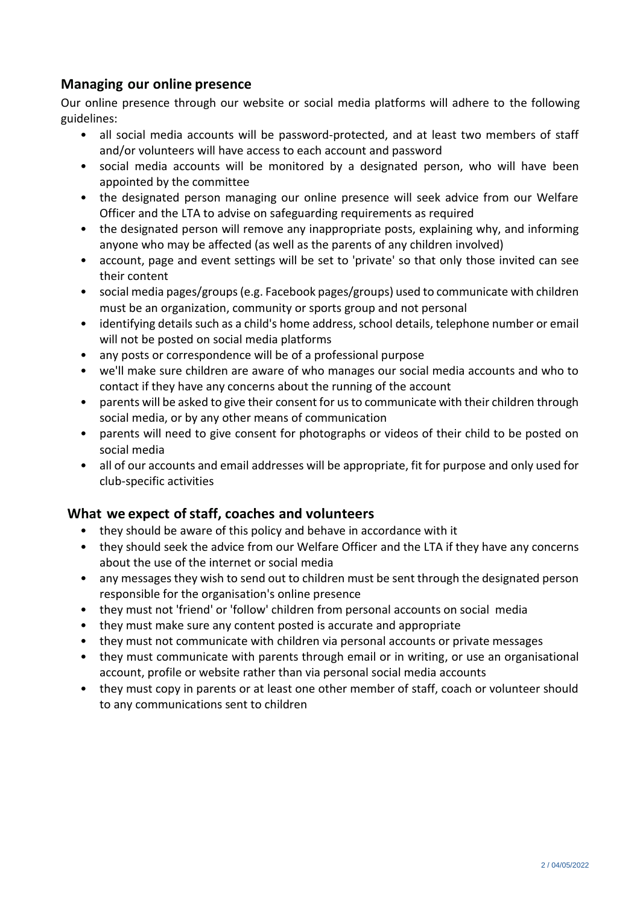## Managing our online presence

Our online presence through our website or social media platforms will adhere to the following guidelines:

- all social media accounts will be password-protected, and at least two members of staff and/or volunteers will have access to each account and password
- social media accounts will be monitored by a designated person, who will have been appointed by the committee
- the designated person managing our online presence will seek advice from our Welfare Officer and the LTA to advise on safeguarding requirements as required
- the designated person will remove any inappropriate posts, explaining why, and informing anyone who may be affected (as well as the parents of any children involved)
- account, page and event settings will be set to 'private' so that only those invited can see their content
- social media pages/groups (e.g. Facebook pages/groups) used to communicate with children must be an organization, community or sports group and not personal
- identifying details such as a child's home address, school details, telephone number or email will not be posted on social media platforms
- any posts or correspondence will be of a professional purpose
- we'll make sure children are aware of who manages our social media accounts and who to contact if they have any concerns about the running of the account
- parents will be asked to give their consent for us to communicate with their children through social media, or by any other means of communication
- parents will need to give consent for photographs or videos of their child to be posted on social media
- all of our accounts and email addresses will be appropriate, fit for purpose and only used for club-specific activities

## What we expect of staff, coaches and volunteers

- they should be aware of this policy and behave in accordance with it
- they should seek the advice from our Welfare Officer and the LTA if they have any concerns about the use of the internet or social media
- any messages they wish to send out to children must be sent through the designated person responsible for the organisation's online presence
- they must not 'friend' or 'follow' children from personal accounts on social media
- they must make sure any content posted is accurate and appropriate
- they must not communicate with children via personal accounts or private messages
- they must communicate with parents through email or in writing, or use an organisational account, profile or website rather than via personal social media accounts
- they must copy in parents or at least one other member of staff, coach or volunteer should to any communications sent to children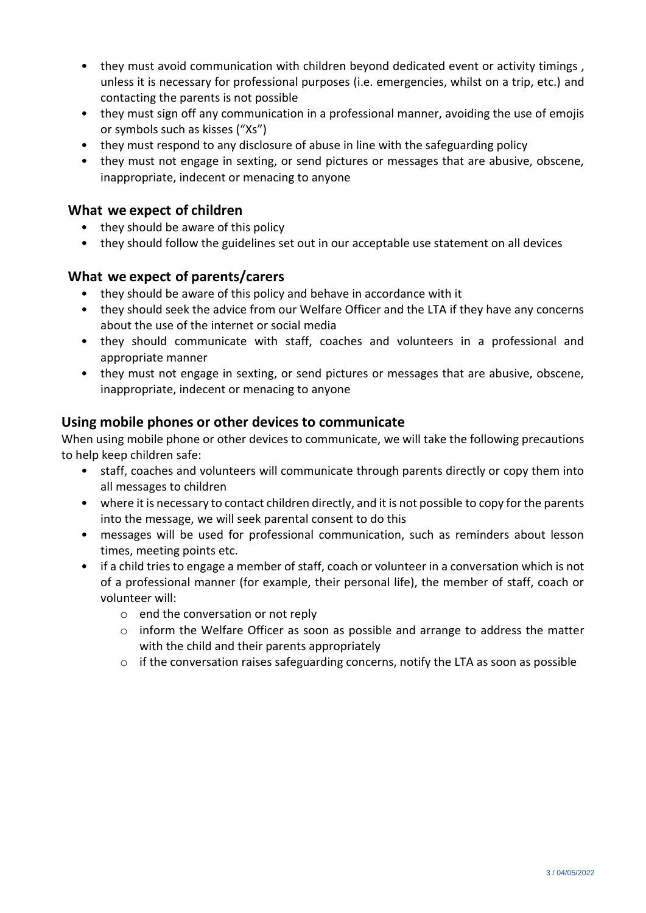- they must avoid communication with children beyond dedicated event or activity timings , unless it is necessary for professional purposes (i.e. emergencies, whilst on a trip, etc.) and contacting the parents is not possible
- they must sign off any communication in a professional manner, avoiding the use of emojis or symbols such as kisses ("Xs")
- they must respond to any disclosure of abuse in line with the safeguarding policy
- they must not engage in sexting, or send pictures or messages that are abusive, obscene, inappropriate, indecent or menacing to anyone

### What we expect of children

- they should be aware of this policy
- they should follow the guidelines set out in our acceptable use statement on all devices

### What we expect of parents/carers

- they should be aware of this policy and behave in accordance with it
- they should seek the advice from our Welfare Officer and the LTA if they have any concerns about the use of the internet or social media
- they should communicate with staff, coaches and volunteers in a professional and appropriate manner
- they must not engage in sexting, or send pictures or messages that are abusive, obscene, inappropriate, indecent or menacing to anyone

## Using mobile phones or other devices to communicate

When using mobile phone or other devices to communicate, we will take the following precautions to help keep children safe:

- staff, coaches and volunteers will communicate through parents directly or copy them into all messages to children
- where it is necessary to contact children directly, and it is not possible to copy for the parents into the message, we will seek parental consent to do this
- messages will be used for professional communication, such as reminders about lesson times, meeting points etc.
- if a child tries to engage a member of staff, coach or volunteer in a conversation which is not of a professional manner (for example, their personal life), the member of staff, coach or volunteer will:
  - end the conversation or not reply
  - inform the Welfare Officer as soon as possible and arrange to address the matter with the child and their parents appropriately
  - if the conversation raises safeguarding concerns, notify the LTA as soon as possible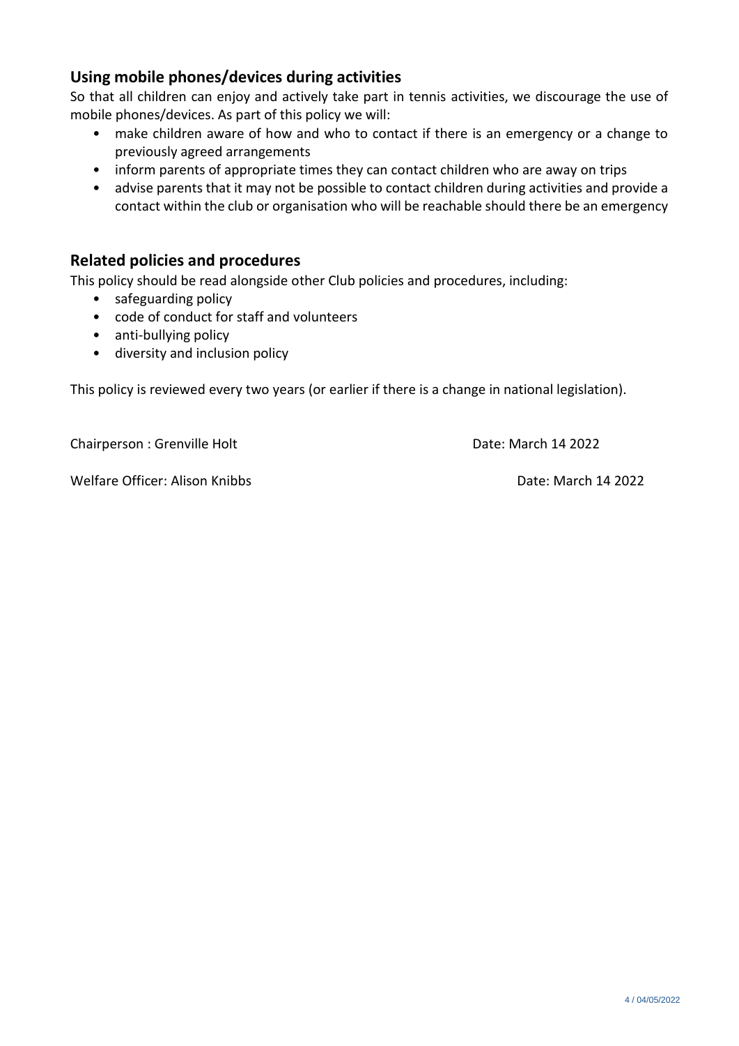## Using mobile phones/devices during activities

So that all children can enjoy and actively take part in tennis activities, we discourage the use of mobile phones/devices. As part of this policy we will:

- make children aware of how and who to contact if there is an emergency or a change to previously agreed arrangements
- inform parents of appropriate times they can contact children who are away on trips
- advise parents that it may not be possible to contact children during activities and provide a contact within the club or organisation who will be reachable should there be an emergency

## Related policies and procedures

This policy should be read alongside other Club policies and procedures, including:

- safeguarding policy
- code of conduct for staff and volunteers
- anti-bullying policy
- diversity and inclusion policy

This policy is reviewed every two years (or earlier if there is a change in national legislation).

Chairperson : Grenville Holt Date: March 14 2022

Welfare Officer: Alison Knibbs Date: March 14 2022